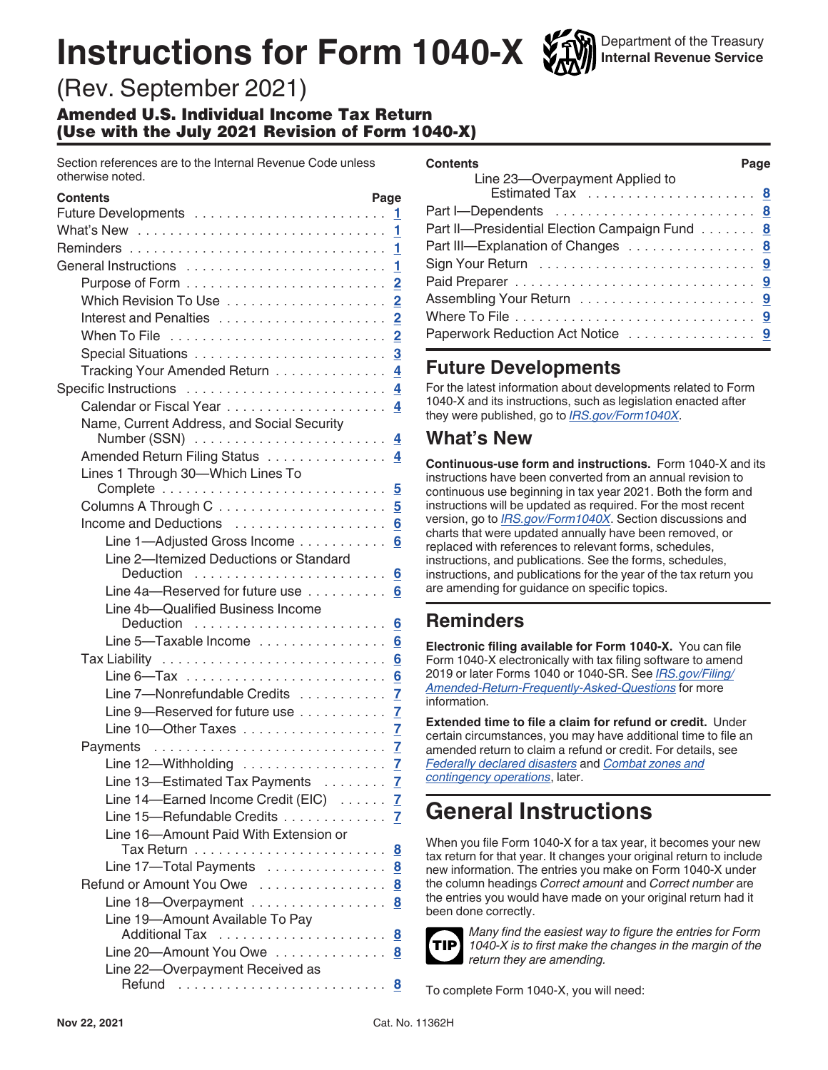# Instructions for Form 1040-X

Department of the Treasury
**Internal Revenue Service**

(Rev. September 2021)

### Amended U.S. Individual Income Tax Return (Use with the July 2021 Revision of Form 1040-X)

Section references are to the Internal Revenue Code unless otherwise noted.

| Contents | Page |
|---|---|
| Future Developments | 1 |
| What's New | 1 |
| Reminders | 1 |
| General Instructions | 1 |
| Purpose of Form | 2 |
| Which Revision To Use | 2 |
| Interest and Penalties | 2 |
| When To File | 2 |
| Special Situations | 3 |
| Tracking Your Amended Return | 4 |
| Specific Instructions | 4 |
| Calendar or Fiscal Year | 4 |
| Name, Current Address, and Social Security Number (SSN) | 4 |
| Amended Return Filing Status | 4 |
| Lines 1 Through 30—Which Lines To Complete | 5 |
| Columns A Through C | 5 |
| Income and Deductions | 6 |
| Line 1—Adjusted Gross Income | 6 |
| Line 2—Itemized Deductions or Standard Deduction | 6 |
| Line 4a—Reserved for future use | 6 |
| Line 4b—Qualified Business Income Deduction | 6 |
| Line 5—Taxable Income | 6 |
| Tax Liability | 6 |
| Line 6—Tax | 6 |
| Line 7—Nonrefundable Credits | 7 |
| Line 9—Reserved for future use | 7 |
| Line 10—Other Taxes | 7 |
| Payments | 7 |
| Line 12—Withholding | 7 |
| Line 13—Estimated Tax Payments | 7 |
| Line 14—Earned Income Credit (EIC) | 7 |
| Line 15—Refundable Credits | 7 |
| Line 16—Amount Paid With Extension or Tax Return | 8 |
| Line 17—Total Payments | 8 |
| Refund or Amount You Owe | 8 |
| Line 18—Overpayment | 8 |
| Line 19—Amount Available To Pay Additional Tax | 8 |
| Line 20—Amount You Owe | 8 |
| Line 22—Overpayment Received as Refund | 8 |
| Line 23—Overpayment Applied to Estimated Tax | 8 |
| Part I—Dependents | 8 |
| Part II—Presidential Election Campaign Fund | 8 |
| Part III—Explanation of Changes | 8 |
| Sign Your Return | 9 |
| Paid Preparer | 9 |
| Assembling Your Return | 9 |
| Where To File | 9 |
| Paperwork Reduction Act Notice | 9 |

## Future Developments

For the latest information about developments related to Form 1040-X and its instructions, such as legislation enacted after they were published, go to *IRS.gov/Form1040X*.

## What's New

**Continuous-use form and instructions.** Form 1040-X and its instructions have been converted from an annual revision to continuous use beginning in tax year 2021. Both the form and instructions will be updated as required. For the most recent version, go to *IRS.gov/Form1040X*. Section discussions and charts that were updated annually have been removed, or replaced with references to relevant forms, schedules, instructions, and publications. See the forms, schedules, instructions, and publications for the year of the tax return you are amending for guidance on specific topics.

## Reminders

**Electronic filing available for Form 1040-X.** You can file Form 1040-X electronically with tax filing software to amend 2019 or later Forms 1040 or 1040-SR. See *IRS.gov/Filing/Amended-Return-Frequently-Asked-Questions* for more information.

**Extended time to file a claim for refund or credit.** Under certain circumstances, you may have additional time to file an amended return to claim a refund or credit. For details, see *Federally declared disasters* and *Combat zones and contingency operations*, later.

# General Instructions

When you file Form 1040-X for a tax year, it becomes your new tax return for that year. It changes your original return to include new information. The entries you make on Form 1040-X under the column headings *Correct amount* and *Correct number* are the entries you would have made on your original return had it been done correctly.

**TIP** *Many find the easiest way to figure the entries for Form 1040-X is to first make the changes in the margin of the return they are amending.*

To complete Form 1040-X, you will need:

Nov 22, 2021 Cat. No. 11362H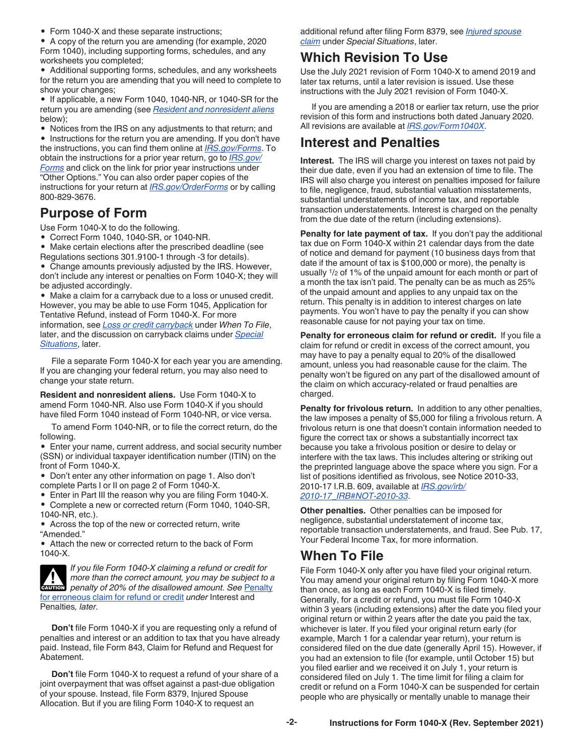- Form 1040-X and these separate instructions;
- A copy of the return you are amending (for example, 2020 Form 1040), including supporting forms, schedules, and any worksheets you completed;
- Additional supporting forms, schedules, and any worksheets for the return you are amending that you will need to complete to show your changes;
- If applicable, a new Form 1040, 1040-NR, or 1040-SR for the return you are amending (see *Resident and nonresident aliens* below);
- Notices from the IRS on any adjustments to that return; and
- Instructions for the return you are amending. If you don't have the instructions, you can find them online at *IRS.gov/Forms*. To obtain the instructions for a prior year return, go to *IRS.gov/Forms* and click on the link for prior year instructions under "Other Options." You can also order paper copies of the instructions for your return at *IRS.gov/OrderForms* or by calling 800-829-3676.

## Purpose of Form

Use Form 1040-X to do the following.

- Correct Form 1040, 1040-SR, or 1040-NR.
- Make certain elections after the prescribed deadline (see Regulations sections 301.9100-1 through -3 for details).
- Change amounts previously adjusted by the IRS. However, don't include any interest or penalties on Form 1040-X; they will be adjusted accordingly.
- Make a claim for a carryback due to a loss or unused credit. However, you may be able to use Form 1045, Application for Tentative Refund, instead of Form 1040-X. For more information, see *Loss or credit carryback* under *When To File*, later, and the discussion on carryback claims under *Special Situations*, later.

File a separate Form 1040-X for each year you are amending. If you are changing your federal return, you may also need to change your state return.

**Resident and nonresident aliens.** Use Form 1040-X to amend Form 1040-NR. Also use Form 1040-X if you should have filed Form 1040 instead of Form 1040-NR, or vice versa.

To amend Form 1040-NR, or to file the correct return, do the following.

- Enter your name, current address, and social security number (SSN) or individual taxpayer identification number (ITIN) on the front of Form 1040-X.
- Don't enter any other information on page 1. Also don't complete Parts I or II on page 2 of Form 1040-X.
- Enter in Part III the reason why you are filing Form 1040-X.
- Complete a new or corrected return (Form 1040, 1040-SR, 1040-NR, etc.).
- Across the top of the new or corrected return, write "Amended."
- Attach the new or corrected return to the back of Form 1040-X.

CAUTION: *If you file Form 1040-X claiming a refund or credit for more than the correct amount, you may be subject to a penalty of 20% of the disallowed amount. See* Penalty for erroneous claim for refund or credit *under* Interest and Penalties*, later.*

**Don't** file Form 1040-X if you are requesting only a refund of penalties and interest or an addition to tax that you have already paid. Instead, file Form 843, Claim for Refund and Request for Abatement.

**Don't** file Form 1040-X to request a refund of your share of a joint overpayment that was offset against a past-due obligation of your spouse. Instead, file Form 8379, Injured Spouse Allocation. But if you are filing Form 1040-X to request an additional refund after filing Form 8379, see *Injured spouse claim* under *Special Situations*, later.

## Which Revision To Use

Use the July 2021 revision of Form 1040-X to amend 2019 and later tax returns, until a later revision is issued. Use these instructions with the July 2021 revision of Form 1040-X.

If you are amending a 2018 or earlier tax return, use the prior revision of this form and instructions both dated January 2020. All revisions are available at *IRS.gov/Form1040X*.

## Interest and Penalties

**Interest.** The IRS will charge you interest on taxes not paid by their due date, even if you had an extension of time to file. The IRS will also charge you interest on penalties imposed for failure to file, negligence, fraud, substantial valuation misstatements, substantial understatements of income tax, and reportable transaction understatements. Interest is charged on the penalty from the due date of the return (including extensions).

**Penalty for late payment of tax.** If you don't pay the additional tax due on Form 1040-X within 21 calendar days from the date of notice and demand for payment (10 business days from that date if the amount of tax is $100,000 or more), the penalty is usually 1/2 of 1% of the unpaid amount for each month or part of a month the tax isn't paid. The penalty can be as much as 25% of the unpaid amount and applies to any unpaid tax on the return. This penalty is in addition to interest charges on late payments. You won't have to pay the penalty if you can show reasonable cause for not paying your tax on time.

**Penalty for erroneous claim for refund or credit.** If you file a claim for refund or credit in excess of the correct amount, you may have to pay a penalty equal to 20% of the disallowed amount, unless you had reasonable cause for the claim. The penalty won't be figured on any part of the disallowed amount of the claim on which accuracy-related or fraud penalties are charged.

**Penalty for frivolous return.** In addition to any other penalties, the law imposes a penalty of $5,000 for filing a frivolous return. A frivolous return is one that doesn't contain information needed to figure the correct tax or shows a substantially incorrect tax because you take a frivolous position or desire to delay or interfere with the tax laws. This includes altering or striking out the preprinted language above the space where you sign. For a list of positions identified as frivolous, see Notice 2010-33, 2010-17 I.R.B. 609, available at *IRS.gov/irb/2010-17_IRB#NOT-2010-33*.

**Other penalties.** Other penalties can be imposed for negligence, substantial understatement of income tax, reportable transaction understatements, and fraud. See Pub. 17, Your Federal Income Tax, for more information.

## When To File

File Form 1040-X only after you have filed your original return. You may amend your original return by filing Form 1040-X more than once, as long as each Form 1040-X is filed timely. Generally, for a credit or refund, you must file Form 1040-X within 3 years (including extensions) after the date you filed your original return or within 2 years after the date you paid the tax, whichever is later. If you filed your original return early (for example, March 1 for a calendar year return), your return is considered filed on the due date (generally April 15). However, if you had an extension to file (for example, until October 15) but you filed earlier and we received it on July 1, your return is considered filed on July 1. The time limit for filing a claim for credit or refund on a Form 1040-X can be suspended for certain people who are physically or mentally unable to manage their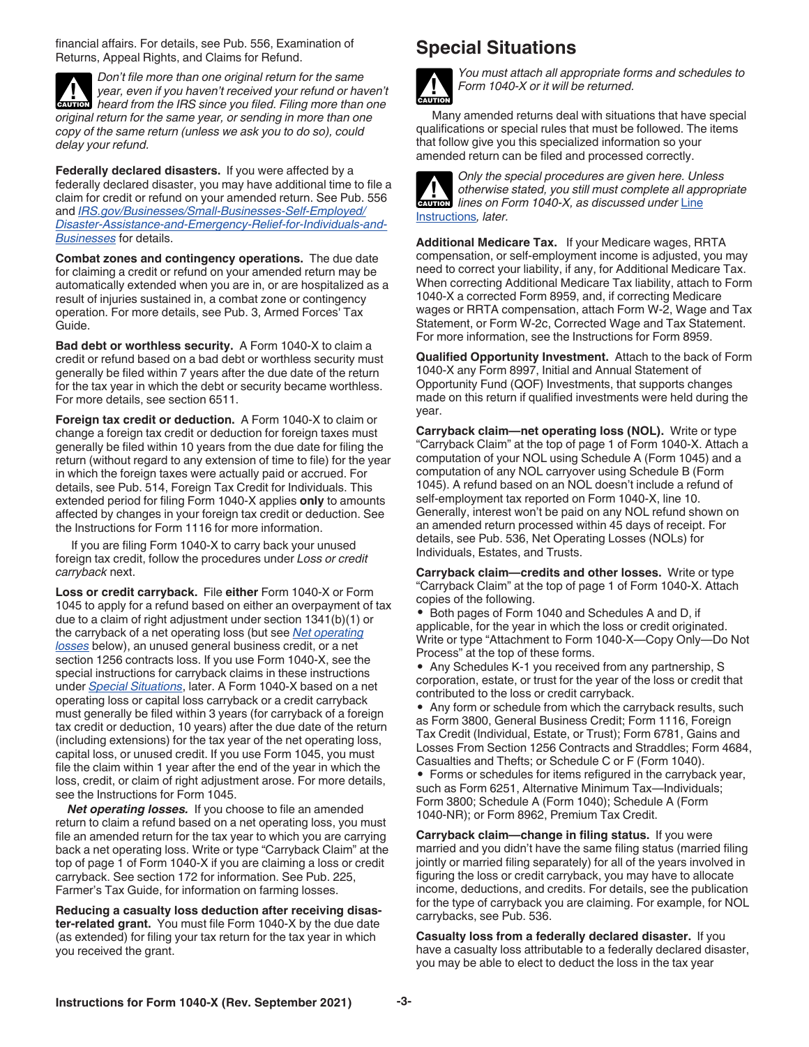financial affairs. For details, see Pub. 556, Examination of Returns, Appeal Rights, and Claims for Refund.

**CAUTION** *Don't file more than one original return for the same year, even if you haven't received your refund or haven't heard from the IRS since you filed. Filing more than one original return for the same year, or sending in more than one copy of the same return (unless we ask you to do so), could delay your refund.*

**Federally declared disasters.** If you were affected by a federally declared disaster, you may have additional time to file a claim for credit or refund on your amended return. See Pub. 556 and *IRS.gov/Businesses/Small-Businesses-Self-Employed/Disaster-Assistance-and-Emergency-Relief-for-Individuals-and-Businesses* for details.

**Combat zones and contingency operations.** The due date for claiming a credit or refund on your amended return may be automatically extended when you are in, or are hospitalized as a result of injuries sustained in, a combat zone or contingency operation. For more details, see Pub. 3, Armed Forces' Tax Guide.

**Bad debt or worthless security.** A Form 1040-X to claim a credit or refund based on a bad debt or worthless security must generally be filed within 7 years after the due date of the return for the tax year in which the debt or security became worthless. For more details, see section 6511.

**Foreign tax credit or deduction.** A Form 1040-X to claim or change a foreign tax credit or deduction for foreign taxes must generally be filed within 10 years from the due date for filing the return (without regard to any extension of time to file) for the year in which the foreign taxes were actually paid or accrued. For details, see Pub. 514, Foreign Tax Credit for Individuals. This extended period for filing Form 1040-X applies **only** to amounts affected by changes in your foreign tax credit or deduction. See the Instructions for Form 1116 for more information.

If you are filing Form 1040-X to carry back your unused foreign tax credit, follow the procedures under *Loss or credit carryback* next.

**Loss or credit carryback.** File **either** Form 1040-X or Form 1045 to apply for a refund based on either an overpayment of tax due to a claim of right adjustment under section 1341(b)(1) or the carryback of a net operating loss (but see *Net operating losses* below), an unused general business credit, or a net section 1256 contracts loss. If you use Form 1040-X, see the special instructions for carryback claims in these instructions under *Special Situations*, later. A Form 1040-X based on a net operating loss or capital loss carryback or a credit carryback must generally be filed within 3 years (for carryback of a foreign tax credit or deduction, 10 years) after the due date of the return (including extensions) for the tax year of the net operating loss, capital loss, or unused credit. If you use Form 1045, you must file the claim within 1 year after the end of the year in which the loss, credit, or claim of right adjustment arose. For more details, see the Instructions for Form 1045.

***Net operating losses.*** If you choose to file an amended return to claim a refund based on a net operating loss, you must file an amended return for the tax year to which you are carrying back a net operating loss. Write or type "Carryback Claim" at the top of page 1 of Form 1040-X if you are claiming a loss or credit carryback. See section 172 for information. See Pub. 225, Farmer's Tax Guide, for information on farming losses.

**Reducing a casualty loss deduction after receiving disaster-related grant.** You must file Form 1040-X by the due date (as extended) for filing your tax return for the tax year in which you received the grant.

## Special Situations

**CAUTION** *You must attach all appropriate forms and schedules to Form 1040-X or it will be returned.*

Many amended returns deal with situations that have special qualifications or special rules that must be followed. The items that follow give you this specialized information so your amended return can be filed and processed correctly.

**CAUTION** *Only the special procedures are given here. Unless otherwise stated, you still must complete all appropriate lines on Form 1040-X, as discussed under Line Instructions, later.*

**Additional Medicare Tax.** If your Medicare wages, RRTA compensation, or self-employment income is adjusted, you may need to correct your liability, if any, for Additional Medicare Tax. When correcting Additional Medicare Tax liability, attach to Form 1040-X a corrected Form 8959, and, if correcting Medicare wages or RRTA compensation, attach Form W-2, Wage and Tax Statement, or Form W-2c, Corrected Wage and Tax Statement. For more information, see the Instructions for Form 8959.

**Qualified Opportunity Investment.** Attach to the back of Form 1040-X any Form 8997, Initial and Annual Statement of Opportunity Fund (QOF) Investments, that supports changes made on this return if qualified investments were held during the year.

**Carryback claim—net operating loss (NOL).** Write or type "Carryback Claim" at the top of page 1 of Form 1040-X. Attach a computation of your NOL using Schedule A (Form 1045) and a computation of any NOL carryover using Schedule B (Form 1045). A refund based on an NOL doesn't include a refund of self-employment tax reported on Form 1040-X, line 10. Generally, interest won't be paid on any NOL refund shown on an amended return processed within 45 days of receipt. For details, see Pub. 536, Net Operating Losses (NOLs) for Individuals, Estates, and Trusts.

**Carryback claim—credits and other losses.** Write or type "Carryback Claim" at the top of page 1 of Form 1040-X. Attach copies of the following.

- Both pages of Form 1040 and Schedules A and D, if applicable, for the year in which the loss or credit originated. Write or type "Attachment to Form 1040-X—Copy Only—Do Not Process" at the top of these forms.
- Any Schedules K-1 you received from any partnership, S corporation, estate, or trust for the year of the loss or credit that contributed to the loss or credit carryback.
- Any form or schedule from which the carryback results, such as Form 3800, General Business Credit; Form 1116, Foreign Tax Credit (Individual, Estate, or Trust); Form 6781, Gains and Losses From Section 1256 Contracts and Straddles; Form 4684, Casualties and Thefts; or Schedule C or F (Form 1040).
- Forms or schedules for items refigured in the carryback year, such as Form 6251, Alternative Minimum Tax—Individuals; Form 3800; Schedule A (Form 1040); Schedule A (Form 1040-NR); or Form 8962, Premium Tax Credit.

**Carryback claim—change in filing status.** If you were married and you didn't have the same filing status (married filing jointly or married filing separately) for all of the years involved in figuring the loss or credit carryback, you may have to allocate income, deductions, and credits. For details, see the publication for the type of carryback you are claiming. For example, for NOL carrybacks, see Pub. 536.

**Casualty loss from a federally declared disaster.** If you have a casualty loss attributable to a federally declared disaster, you may be able to elect to deduct the loss in the tax year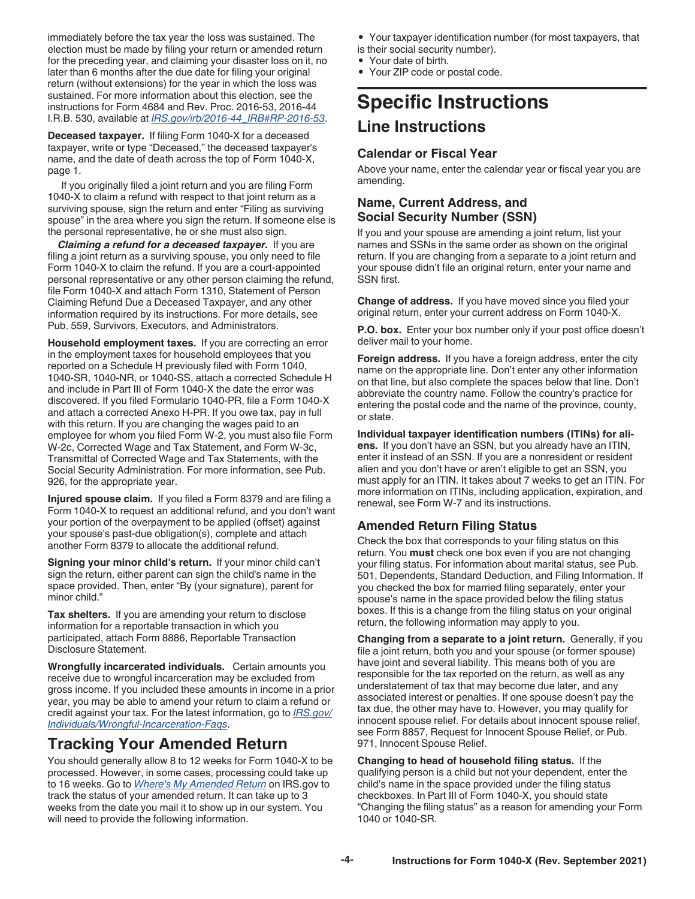immediately before the tax year the loss was sustained. The election must be made by filing your return or amended return for the preceding year, and claiming your disaster loss on it, no later than 6 months after the due date for filing your original return (without extensions) for the year in which the loss was sustained. For more information about this election, see the instructions for Form 4684 and Rev. Proc. 2016-53, 2016-44 I.R.B. 530, available at *IRS.gov/irb/2016-44_IRB#RP-2016-53*.

**Deceased taxpayer.** If filing Form 1040-X for a deceased taxpayer, write or type "Deceased," the deceased taxpayer's name, and the date of death across the top of Form 1040-X, page 1.

If you originally filed a joint return and you are filing Form 1040-X to claim a refund with respect to that joint return as a surviving spouse, sign the return and enter "Filing as surviving spouse" in the area where you sign the return. If someone else is the personal representative, he or she must also sign.

***Claiming a refund for a deceased taxpayer.*** If you are filing a joint return as a surviving spouse, you only need to file Form 1040-X to claim the refund. If you are a court-appointed personal representative or any other person claiming the refund, file Form 1040-X and attach Form 1310, Statement of Person Claiming Refund Due a Deceased Taxpayer, and any other information required by its instructions. For more details, see Pub. 559, Survivors, Executors, and Administrators.

**Household employment taxes.** If you are correcting an error in the employment taxes for household employees that you reported on a Schedule H previously filed with Form 1040, 1040-SR, 1040-NR, or 1040-SS, attach a corrected Schedule H and include in Part III of Form 1040-X the date the error was discovered. If you filed Formulario 1040-PR, file a Form 1040-X and attach a corrected Anexo H-PR. If you owe tax, pay in full with this return. If you are changing the wages paid to an employee for whom you filed Form W-2, you must also file Form W-2c, Corrected Wage and Tax Statement, and Form W-3c, Transmittal of Corrected Wage and Tax Statements, with the Social Security Administration. For more information, see Pub. 926, for the appropriate year.

**Injured spouse claim.** If you filed a Form 8379 and are filing a Form 1040-X to request an additional refund, and you don't want your portion of the overpayment to be applied (offset) against your spouse's past-due obligation(s), complete and attach another Form 8379 to allocate the additional refund.

**Signing your minor child's return.** If your minor child can't sign the return, either parent can sign the child's name in the space provided. Then, enter "By (your signature), parent for minor child."

**Tax shelters.** If you are amending your return to disclose information for a reportable transaction in which you participated, attach Form 8886, Reportable Transaction Disclosure Statement.

**Wrongfully incarcerated individuals.** Certain amounts you receive due to wrongful incarceration may be excluded from gross income. If you included these amounts in income in a prior year, you may be able to amend your return to claim a refund or credit against your tax. For the latest information, go to *IRS.gov/Individuals/Wrongful-Incarceration-Faqs*.

## Tracking Your Amended Return

You should generally allow 8 to 12 weeks for Form 1040-X to be processed. However, in some cases, processing could take up to 16 weeks. Go to *Where's My Amended Return* on IRS.gov to track the status of your amended return. It can take up to 3 weeks from the date you mail it to show up in our system. You will need to provide the following information.

- Your taxpayer identification number (for most taxpayers, that is their social security number).
- Your date of birth.
- Your ZIP code or postal code.

# Specific Instructions

## Line Instructions

### Calendar or Fiscal Year

Above your name, enter the calendar year or fiscal year you are amending.

### Name, Current Address, and Social Security Number (SSN)

If you and your spouse are amending a joint return, list your names and SSNs in the same order as shown on the original return. If you are changing from a separate to a joint return and your spouse didn't file an original return, enter your name and SSN first.

**Change of address.** If you have moved since you filed your original return, enter your current address on Form 1040-X.

**P.O. box.** Enter your box number only if your post office doesn't deliver mail to your home.

**Foreign address.** If you have a foreign address, enter the city name on the appropriate line. Don't enter any other information on that line, but also complete the spaces below that line. Don't abbreviate the country name. Follow the country's practice for entering the postal code and the name of the province, county, or state.

**Individual taxpayer identification numbers (ITINs) for aliens.** If you don't have an SSN, but you already have an ITIN, enter it instead of an SSN. If you are a nonresident or resident alien and you don't have or aren't eligible to get an SSN, you must apply for an ITIN. It takes about 7 weeks to get an ITIN. For more information on ITINs, including application, expiration, and renewal, see Form W-7 and its instructions.

### Amended Return Filing Status

Check the box that corresponds to your filing status on this return. You **must** check one box even if you are not changing your filing status. For information about marital status, see Pub. 501, Dependents, Standard Deduction, and Filing Information. If you checked the box for married filing separately, enter your spouse's name in the space provided below the filing status boxes. If this is a change from the filing status on your original return, the following information may apply to you.

**Changing from a separate to a joint return.** Generally, if you file a joint return, both you and your spouse (or former spouse) have joint and several liability. This means both of you are responsible for the tax reported on the return, as well as any understatement of tax that may become due later, and any associated interest or penalties. If one spouse doesn't pay the tax due, the other may have to. However, you may qualify for innocent spouse relief. For details about innocent spouse relief, see Form 8857, Request for Innocent Spouse Relief, or Pub. 971, Innocent Spouse Relief.

**Changing to head of household filing status.** If the qualifying person is a child but not your dependent, enter the child's name in the space provided under the filing status checkboxes. In Part III of Form 1040-X, you should state "Changing the filing status" as a reason for amending your Form 1040 or 1040-SR.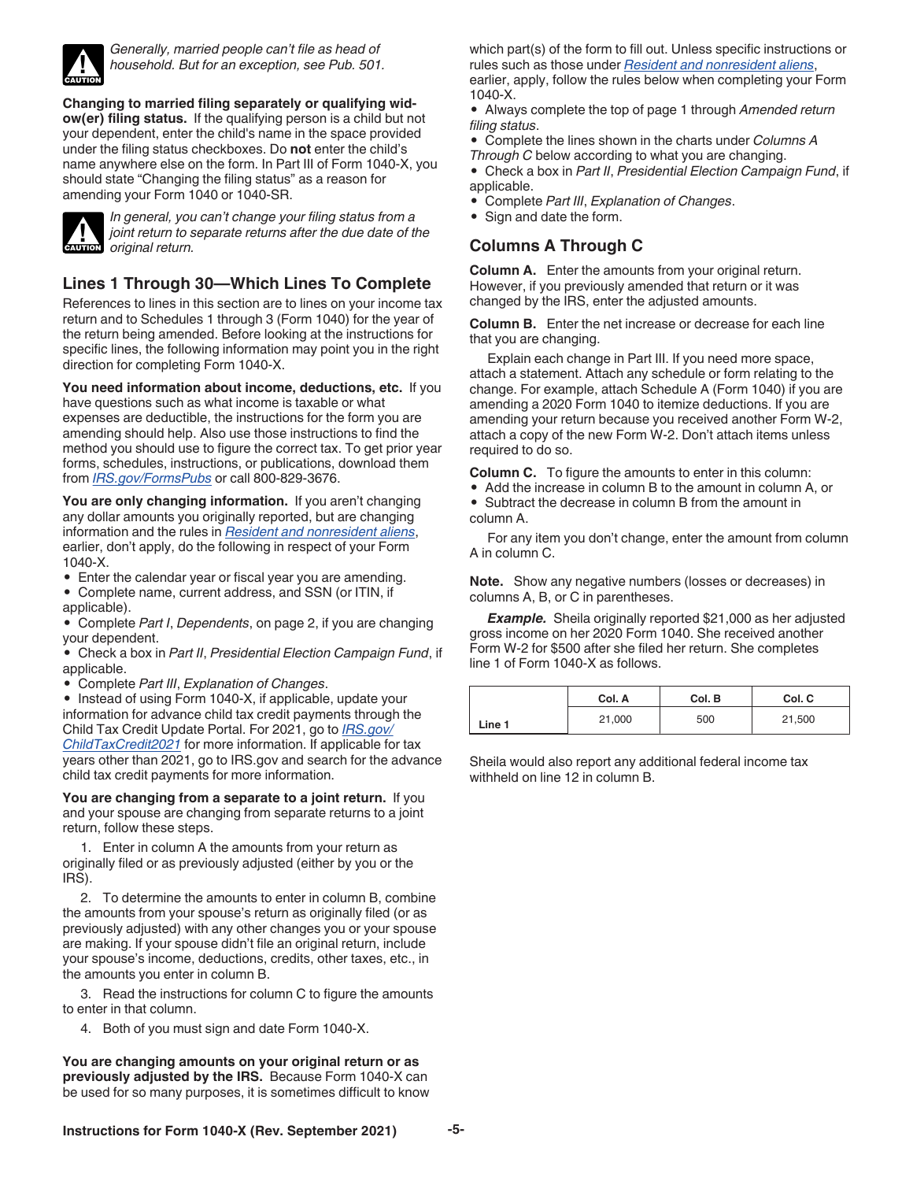> **CAUTION** *Generally, married people can't file as head of household. But for an exception, see Pub. 501.*

**Changing to married filing separately or qualifying widow(er) filing status.** If the qualifying person is a child but not your dependent, enter the child's name in the space provided under the filing status checkboxes. Do **not** enter the child's name anywhere else on the form. In Part III of Form 1040-X, you should state "Changing the filing status" as a reason for amending your Form 1040 or 1040-SR.

> **CAUTION** *In general, you can't change your filing status from a joint return to separate returns after the due date of the original return.*

## Lines 1 Through 30—Which Lines To Complete

References to lines in this section are to lines on your income tax return and to Schedules 1 through 3 (Form 1040) for the year of the return being amended. Before looking at the instructions for specific lines, the following information may point you in the right direction for completing Form 1040-X.

**You need information about income, deductions, etc.** If you have questions such as what income is taxable or what expenses are deductible, the instructions for the form you are amending should help. Also use those instructions to find the method you should use to figure the correct tax. To get prior year forms, schedules, instructions, or publications, download them from *IRS.gov/FormsPubs* or call 800-829-3676.

**You are only changing information.** If you aren't changing any dollar amounts you originally reported, but are changing information and the rules in *Resident and nonresident aliens*, earlier, don't apply, do the following in respect of your Form 1040-X.

- Enter the calendar year or fiscal year you are amending.
- Complete name, current address, and SSN (or ITIN, if applicable).
- Complete *Part I*, *Dependents*, on page 2, if you are changing your dependent.
- Check a box in *Part II*, *Presidential Election Campaign Fund*, if applicable.
- Complete *Part III*, *Explanation of Changes*.
- Instead of using Form 1040-X, if applicable, update your information for advance child tax credit payments through the Child Tax Credit Update Portal. For 2021, go to *IRS.gov/ChildTaxCredit2021* for more information. If applicable for tax years other than 2021, go to IRS.gov and search for the advance child tax credit payments for more information.

**You are changing from a separate to a joint return.** If you and your spouse are changing from separate returns to a joint return, follow these steps.

1. Enter in column A the amounts from your return as originally filed or as previously adjusted (either by you or the IRS).
2. To determine the amounts to enter in column B, combine the amounts from your spouse's return as originally filed (or as previously adjusted) with any other changes you or your spouse are making. If your spouse didn't file an original return, include your spouse's income, deductions, credits, other taxes, etc., in the amounts you enter in column B.
3. Read the instructions for column C to figure the amounts to enter in that column.
4. Both of you must sign and date Form 1040-X.

**You are changing amounts on your original return or as previously adjusted by the IRS.** Because Form 1040-X can be used for so many purposes, it is sometimes difficult to know which part(s) of the form to fill out. Unless specific instructions or rules such as those under *Resident and nonresident aliens*, earlier, apply, follow the rules below when completing your Form 1040-X.

- Always complete the top of page 1 through *Amended return filing status*.
- Complete the lines shown in the charts under *Columns A Through C* below according to what you are changing.
- Check a box in *Part II*, *Presidential Election Campaign Fund*, if applicable.
- Complete *Part III*, *Explanation of Changes*.
- Sign and date the form.

## Columns A Through C

**Column A.** Enter the amounts from your original return. However, if you previously amended that return or it was changed by the IRS, enter the adjusted amounts.

**Column B.** Enter the net increase or decrease for each line that you are changing.

Explain each change in Part III. If you need more space, attach a statement. Attach any schedule or form relating to the change. For example, attach Schedule A (Form 1040) if you are amending a 2020 Form 1040 to itemize deductions. If you are amending your return because you received another Form W-2, attach a copy of the new Form W-2. Don't attach items unless required to do so.

**Column C.** To figure the amounts to enter in this column:

- Add the increase in column B to the amount in column A, or
- Subtract the decrease in column B from the amount in column A.

For any item you don't change, enter the amount from column A in column C.

**Note.** Show any negative numbers (losses or decreases) in columns A, B, or C in parentheses.

***Example.*** Sheila originally reported $21,000 as her adjusted gross income on her 2020 Form 1040. She received another Form W-2 for $500 after she filed her return. She completes line 1 of Form 1040-X as follows.

| | Col. A | Col. B | Col. C |
|---|---|---|---|
| Line 1 | 21,000 | 500 | 21,500 |

Sheila would also report any additional federal income tax withheld on line 12 in column B.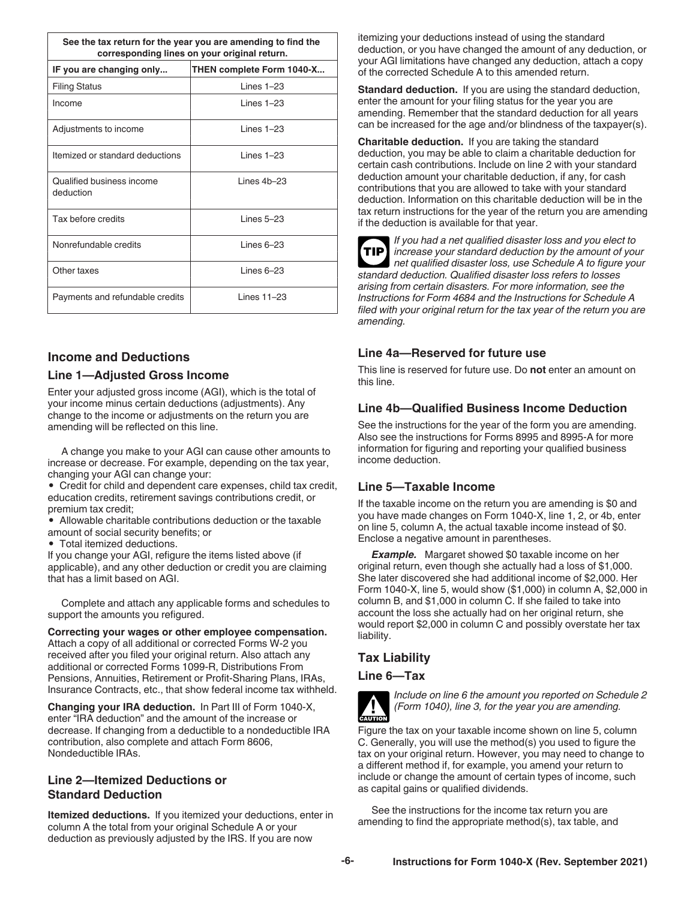| See the tax return for the year you are amending to find the corresponding lines on your original return. | |
|---|---|
| **IF you are changing only...** | **THEN complete Form 1040-X...** |
| Filing Status | Lines 1–23 |
| Income | Lines 1–23 |
| Adjustments to income | Lines 1–23 |
| Itemized or standard deductions | Lines 1–23 |
| Qualified business income deduction | Lines 4b–23 |
| Tax before credits | Lines 5–23 |
| Nonrefundable credits | Lines 6–23 |
| Other taxes | Lines 6–23 |
| Payments and refundable credits | Lines 11–23 |

## Income and Deductions

### Line 1—Adjusted Gross Income

Enter your adjusted gross income (AGI), which is the total of your income minus certain deductions (adjustments). Any change to the income or adjustments on the return you are amending will be reflected on this line.

A change you make to your AGI can cause other amounts to increase or decrease. For example, depending on the tax year, changing your AGI can change your:

- Credit for child and dependent care expenses, child tax credit, education credits, retirement savings contributions credit, or premium tax credit;
- Allowable charitable contributions deduction or the taxable amount of social security benefits; or
- Total itemized deductions.

If you change your AGI, refigure the items listed above (if applicable), and any other deduction or credit you are claiming that has a limit based on AGI.

Complete and attach any applicable forms and schedules to support the amounts you refigured.

**Correcting your wages or other employee compensation.** Attach a copy of all additional or corrected Forms W-2 you received after you filed your original return. Also attach any additional or corrected Forms 1099-R, Distributions From Pensions, Annuities, Retirement or Profit-Sharing Plans, IRAs, Insurance Contracts, etc., that show federal income tax withheld.

**Changing your IRA deduction.** In Part III of Form 1040-X, enter "IRA deduction" and the amount of the increase or decrease. If changing from a deductible to a nondeductible IRA contribution, also complete and attach Form 8606, Nondeductible IRAs.

### Line 2—Itemized Deductions or Standard Deduction

**Itemized deductions.** If you itemized your deductions, enter in column A the total from your original Schedule A or your deduction as previously adjusted by the IRS. If you are now itemizing your deductions instead of using the standard deduction, or you have changed the amount of any deduction, or your AGI limitations have changed any deduction, attach a copy of the corrected Schedule A to this amended return.

**Standard deduction.** If you are using the standard deduction, enter the amount for your filing status for the year you are amending. Remember that the standard deduction for all years can be increased for the age and/or blindness of the taxpayer(s).

**Charitable deduction.** If you are taking the standard deduction, you may be able to claim a charitable deduction for certain cash contributions. Include on line 2 with your standard deduction amount your charitable deduction, if any, for cash contributions that you are allowed to take with your standard deduction. Information on this charitable deduction will be in the tax return instructions for the year of the return you are amending if the deduction is available for that year.

TIP *If you had a net qualified disaster loss and you elect to increase your standard deduction by the amount of your net qualified disaster loss, use Schedule A to figure your standard deduction. Qualified disaster loss refers to losses arising from certain disasters. For more information, see the Instructions for Form 4684 and the Instructions for Schedule A filed with your original return for the tax year of the return you are amending.*

### Line 4a—Reserved for future use

This line is reserved for future use. Do **not** enter an amount on this line.

### Line 4b—Qualified Business Income Deduction

See the instructions for the year of the form you are amending. Also see the instructions for Forms 8995 and 8995-A for more information for figuring and reporting your qualified business income deduction.

### Line 5—Taxable Income

If the taxable income on the return you are amending is $0 and you have made changes on Form 1040-X, line 1, 2, or 4b, enter on line 5, column A, the actual taxable income instead of $0. Enclose a negative amount in parentheses.

***Example.*** Margaret showed $0 taxable income on her original return, even though she actually had a loss of $1,000. She later discovered she had additional income of $2,000. Her Form 1040-X, line 5, would show ($1,000) in column A, $2,000 in column B, and $1,000 in column C. If she failed to take into account the loss she actually had on her original return, she would report $2,000 in column C and possibly overstate her tax liability.

## Tax Liability

### Line 6—Tax

CAUTION *Include on line 6 the amount you reported on Schedule 2 (Form 1040), line 3, for the year you are amending.*

Figure the tax on your taxable income shown on line 5, column C. Generally, you will use the method(s) you used to figure the tax on your original return. However, you may need to change to a different method if, for example, you amend your return to include or change the amount of certain types of income, such as capital gains or qualified dividends.

See the instructions for the income tax return you are amending to find the appropriate method(s), tax table, and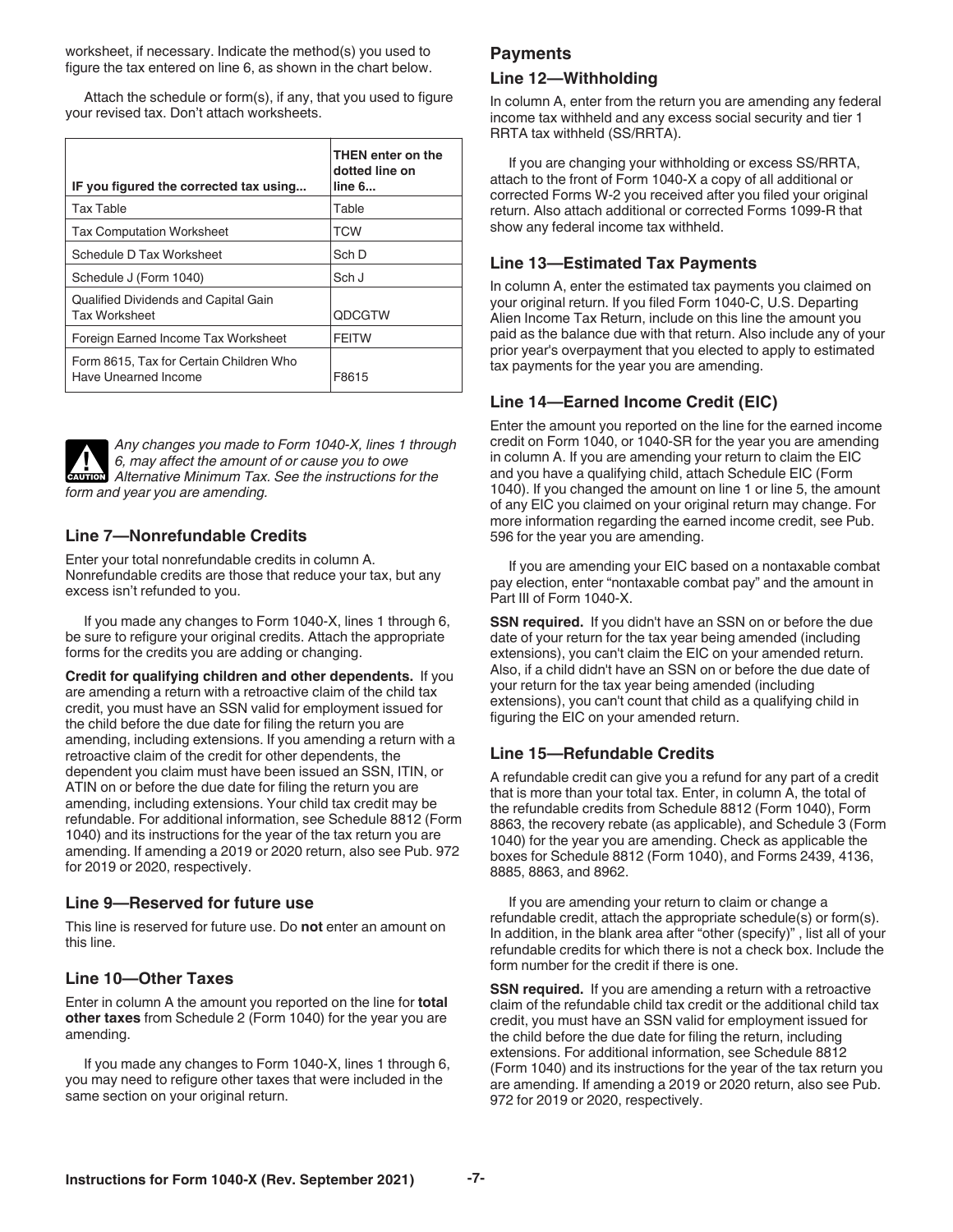worksheet, if necessary. Indicate the method(s) you used to figure the tax entered on line 6, as shown in the chart below.

Attach the schedule or form(s), if any, that you used to figure your revised tax. Don't attach worksheets.

| IF you figured the corrected tax using... | THEN enter on the dotted line on line 6... |
|---|---|
| Tax Table | Table |
| Tax Computation Worksheet | TCW |
| Schedule D Tax Worksheet | Sch D |
| Schedule J (Form 1040) | Sch J |
| Qualified Dividends and Capital Gain Tax Worksheet | QDCGTW |
| Foreign Earned Income Tax Worksheet | FEITW |
| Form 8615, Tax for Certain Children Who Have Unearned Income | F8615 |

**CAUTION** *Any changes you made to Form 1040-X, lines 1 through 6, may affect the amount of or cause you to owe Alternative Minimum Tax. See the instructions for the form and year you are amending.*

### Line 7—Nonrefundable Credits

Enter your total nonrefundable credits in column A. Nonrefundable credits are those that reduce your tax, but any excess isn't refunded to you.

If you made any changes to Form 1040-X, lines 1 through 6, be sure to refigure your original credits. Attach the appropriate forms for the credits you are adding or changing.

**Credit for qualifying children and other dependents.** If you are amending a return with a retroactive claim of the child tax credit, you must have an SSN valid for employment issued for the child before the due date for filing the return you are amending, including extensions. If you amending a return with a retroactive claim of the credit for other dependents, the dependent you claim must have been issued an SSN, ITIN, or ATIN on or before the due date for filing the return you are amending, including extensions. Your child tax credit may be refundable. For additional information, see Schedule 8812 (Form 1040) and its instructions for the year of the tax return you are amending. If amending a 2019 or 2020 return, also see Pub. 972 for 2019 or 2020, respectively.

### Line 9—Reserved for future use

This line is reserved for future use. Do **not** enter an amount on this line.

### Line 10—Other Taxes

Enter in column A the amount you reported on the line for **total other taxes** from Schedule 2 (Form 1040) for the year you are amending.

If you made any changes to Form 1040-X, lines 1 through 6, you may need to refigure other taxes that were included in the same section on your original return.

## Payments

### Line 12—Withholding

In column A, enter from the return you are amending any federal income tax withheld and any excess social security and tier 1 RRTA tax withheld (SS/RRTA).

If you are changing your withholding or excess SS/RRTA, attach to the front of Form 1040-X a copy of all additional or corrected Forms W-2 you received after you filed your original return. Also attach additional or corrected Forms 1099-R that show any federal income tax withheld.

### Line 13—Estimated Tax Payments

In column A, enter the estimated tax payments you claimed on your original return. If you filed Form 1040-C, U.S. Departing Alien Income Tax Return, include on this line the amount you paid as the balance due with that return. Also include any of your prior year's overpayment that you elected to apply to estimated tax payments for the year you are amending.

### Line 14—Earned Income Credit (EIC)

Enter the amount you reported on the line for the earned income credit on Form 1040, or 1040-SR for the year you are amending in column A. If you are amending your return to claim the EIC and you have a qualifying child, attach Schedule EIC (Form 1040). If you changed the amount on line 1 or line 5, the amount of any EIC you claimed on your original return may change. For more information regarding the earned income credit, see Pub. 596 for the year you are amending.

If you are amending your EIC based on a nontaxable combat pay election, enter "nontaxable combat pay" and the amount in Part III of Form 1040-X.

**SSN required.** If you didn't have an SSN on or before the due date of your return for the tax year being amended (including extensions), you can't claim the EIC on your amended return. Also, if a child didn't have an SSN on or before the due date of your return for the tax year being amended (including extensions), you can't count that child as a qualifying child in figuring the EIC on your amended return.

### Line 15—Refundable Credits

A refundable credit can give you a refund for any part of a credit that is more than your total tax. Enter, in column A, the total of the refundable credits from Schedule 8812 (Form 1040), Form 8863, the recovery rebate (as applicable), and Schedule 3 (Form 1040) for the year you are amending. Check as applicable the boxes for Schedule 8812 (Form 1040), and Forms 2439, 4136, 8885, 8863, and 8962.

If you are amending your return to claim or change a refundable credit, attach the appropriate schedule(s) or form(s). In addition, in the blank area after "other (specify)" , list all of your refundable credits for which there is not a check box. Include the form number for the credit if there is one.

**SSN required.** If you are amending a return with a retroactive claim of the refundable child tax credit or the additional child tax credit, you must have an SSN valid for employment issued for the child before the due date for filing the return, including extensions. For additional information, see Schedule 8812 (Form 1040) and its instructions for the year of the tax return you are amending. If amending a 2019 or 2020 return, also see Pub. 972 for 2019 or 2020, respectively.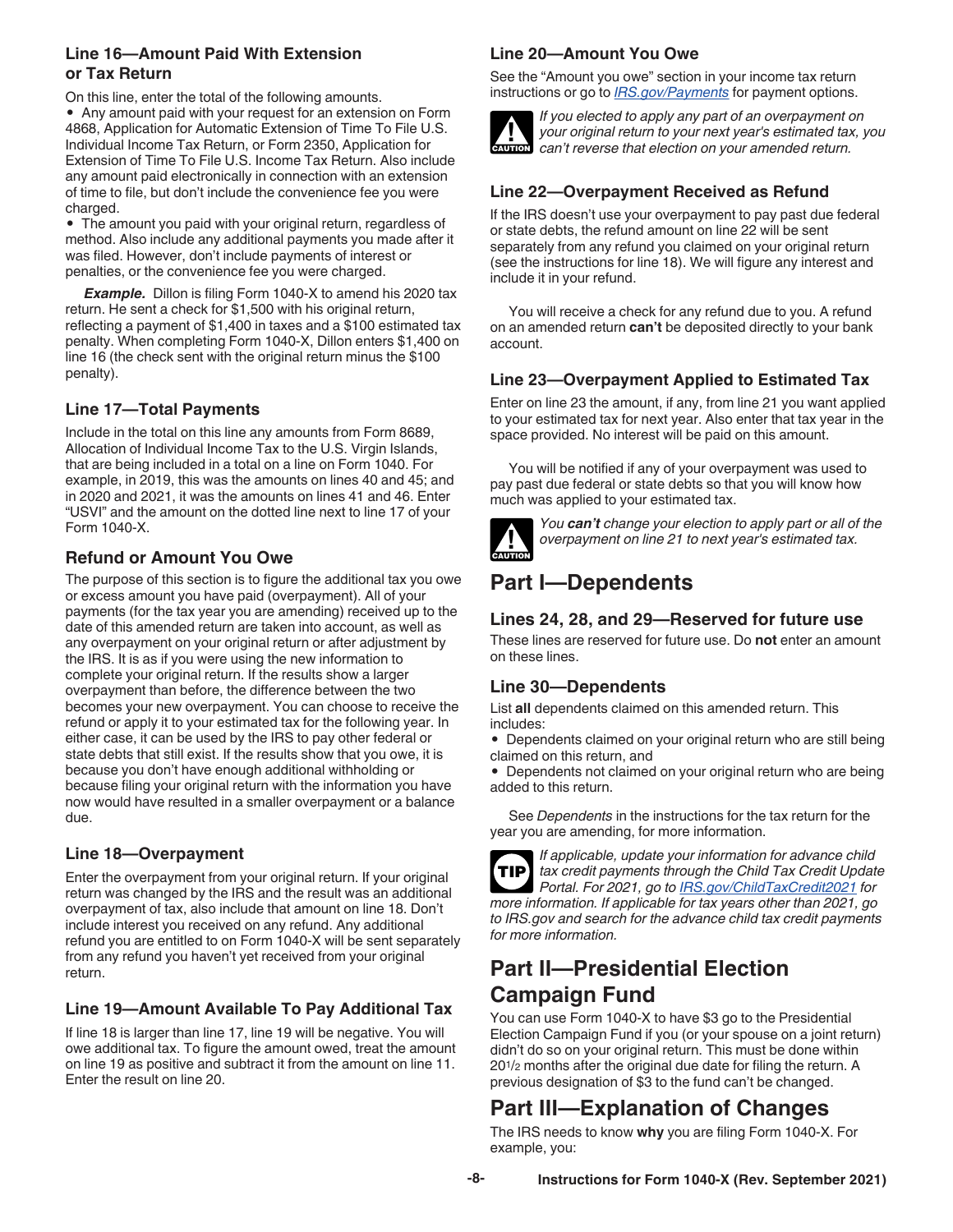### Line 16—Amount Paid With Extension or Tax Return

On this line, enter the total of the following amounts.

- Any amount paid with your request for an extension on Form 4868, Application for Automatic Extension of Time To File U.S. Individual Income Tax Return, or Form 2350, Application for Extension of Time To File U.S. Income Tax Return. Also include any amount paid electronically in connection with an extension of time to file, but don't include the convenience fee you were charged.
- The amount you paid with your original return, regardless of method. Also include any additional payments you made after it was filed. However, don't include payments of interest or penalties, or the convenience fee you were charged.

***Example.*** Dillon is filing Form 1040-X to amend his 2020 tax return. He sent a check for $1,500 with his original return, reflecting a payment of $1,400 in taxes and a $100 estimated tax penalty. When completing Form 1040-X, Dillon enters $1,400 on line 16 (the check sent with the original return minus the $100 penalty).

### Line 17—Total Payments

Include in the total on this line any amounts from Form 8689, Allocation of Individual Income Tax to the U.S. Virgin Islands, that are being included in a total on a line on Form 1040. For example, in 2019, this was the amounts on lines 40 and 45; and in 2020 and 2021, it was the amounts on lines 41 and 46. Enter "USVI" and the amount on the dotted line next to line 17 of your Form 1040-X.

### Refund or Amount You Owe

The purpose of this section is to figure the additional tax you owe or excess amount you have paid (overpayment). All of your payments (for the tax year you are amending) received up to the date of this amended return are taken into account, as well as any overpayment on your original return or after adjustment by the IRS. It is as if you were using the new information to complete your original return. If the results show a larger overpayment than before, the difference between the two becomes your new overpayment. You can choose to receive the refund or apply it to your estimated tax for the following year. In either case, it can be used by the IRS to pay other federal or state debts that still exist. If the results show that you owe, it is because you don't have enough additional withholding or because filing your original return with the information you have now would have resulted in a smaller overpayment or a balance due.

### Line 18—Overpayment

Enter the overpayment from your original return. If your original return was changed by the IRS and the result was an additional overpayment of tax, also include that amount on line 18. Don't include interest you received on any refund. Any additional refund you are entitled to on Form 1040-X will be sent separately from any refund you haven't yet received from your original return.

### Line 19—Amount Available To Pay Additional Tax

If line 18 is larger than line 17, line 19 will be negative. You will owe additional tax. To figure the amount owed, treat the amount on line 19 as positive and subtract it from the amount on line 11. Enter the result on line 20.

### Line 20—Amount You Owe

See the "Amount you owe" section in your income tax return instructions or go to *IRS.gov/Payments* for payment options.

CAUTION: *If you elected to apply any part of an overpayment on your original return to your next year's estimated tax, you can't reverse that election on your amended return.*

### Line 22—Overpayment Received as Refund

If the IRS doesn't use your overpayment to pay past due federal or state debts, the refund amount on line 22 will be sent separately from any refund you claimed on your original return (see the instructions for line 18). We will figure any interest and include it in your refund.

You will receive a check for any refund due to you. A refund on an amended return **can't** be deposited directly to your bank account.

### Line 23—Overpayment Applied to Estimated Tax

Enter on line 23 the amount, if any, from line 21 you want applied to your estimated tax for next year. Also enter that tax year in the space provided. No interest will be paid on this amount.

You will be notified if any of your overpayment was used to pay past due federal or state debts so that you will know how much was applied to your estimated tax.

CAUTION: *You **can't** change your election to apply part or all of the overpayment on line 21 to next year's estimated tax.*

## Part I—Dependents

### Lines 24, 28, and 29—Reserved for future use

These lines are reserved for future use. Do **not** enter an amount on these lines.

### Line 30—Dependents

List **all** dependents claimed on this amended return. This includes:

- Dependents claimed on your original return who are still being claimed on this return, and
- Dependents not claimed on your original return who are being added to this return.

See *Dependents* in the instructions for the tax return for the year you are amending, for more information.

TIP: *If applicable, update your information for advance child tax credit payments through the Child Tax Credit Update Portal. For 2021, go to IRS.gov/ChildTaxCredit2021 for more information. If applicable for tax years other than 2021, go to IRS.gov and search for the advance child tax credit payments for more information.*

## Part II—Presidential Election Campaign Fund

You can use Form 1040-X to have $3 go to the Presidential Election Campaign Fund if you (or your spouse on a joint return) didn't do so on your original return. This must be done within 20 1/2 months after the original due date for filing the return. A previous designation of $3 to the fund can't be changed.

## Part III—Explanation of Changes

The IRS needs to know **why** you are filing Form 1040-X. For example, you: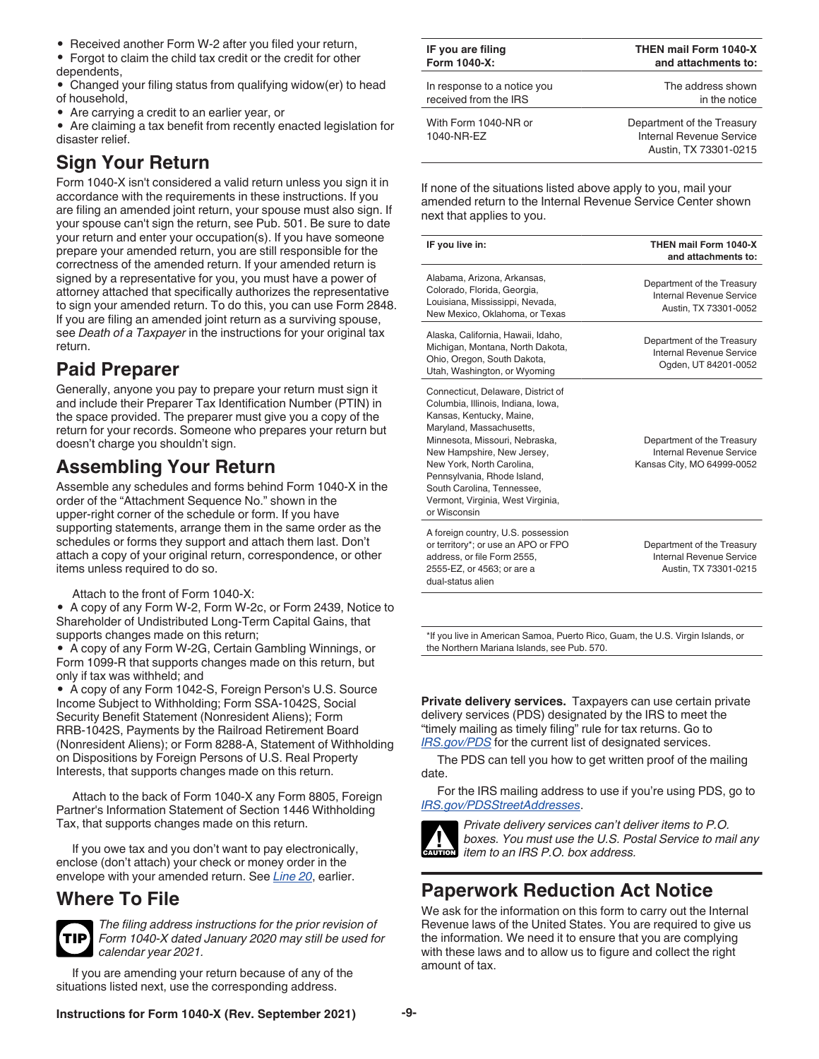- Received another Form W-2 after you filed your return,
- Forgot to claim the child tax credit or the credit for other dependents,
- Changed your filing status from qualifying widow(er) to head of household,
- Are carrying a credit to an earlier year, or
- Are claiming a tax benefit from recently enacted legislation for disaster relief.

## Sign Your Return

Form 1040-X isn't considered a valid return unless you sign it in accordance with the requirements in these instructions. If you are filing an amended joint return, your spouse must also sign. If your spouse can't sign the return, see Pub. 501. Be sure to date your return and enter your occupation(s). If you have someone prepare your amended return, you are still responsible for the correctness of the amended return. If your amended return is signed by a representative for you, you must have a power of attorney attached that specifically authorizes the representative to sign your amended return. To do this, you can use Form 2848. If you are filing an amended joint return as a surviving spouse, see *Death of a Taxpayer* in the instructions for your original tax return.

## Paid Preparer

Generally, anyone you pay to prepare your return must sign it and include their Preparer Tax Identification Number (PTIN) in the space provided. The preparer must give you a copy of the return for your records. Someone who prepares your return but doesn't charge you shouldn't sign.

## Assembling Your Return

Assemble any schedules and forms behind Form 1040-X in the order of the "Attachment Sequence No." shown in the upper-right corner of the schedule or form. If you have supporting statements, arrange them in the same order as the schedules or forms they support and attach them last. Don't attach a copy of your original return, correspondence, or other items unless required to do so.

Attach to the front of Form 1040-X:

- A copy of any Form W-2, Form W-2c, or Form 2439, Notice to Shareholder of Undistributed Long-Term Capital Gains, that supports changes made on this return;
- A copy of any Form W-2G, Certain Gambling Winnings, or Form 1099-R that supports changes made on this return, but only if tax was withheld; and
- A copy of any Form 1042-S, Foreign Person's U.S. Source Income Subject to Withholding; Form SSA-1042S, Social Security Benefit Statement (Nonresident Aliens); Form RRB-1042S, Payments by the Railroad Retirement Board (Nonresident Aliens); or Form 8288-A, Statement of Withholding on Dispositions by Foreign Persons of U.S. Real Property Interests, that supports changes made on this return.

Attach to the back of Form 1040-X any Form 8805, Foreign Partner's Information Statement of Section 1446 Withholding Tax, that supports changes made on this return.

If you owe tax and you don't want to pay electronically, enclose (don't attach) your check or money order in the envelope with your amended return. See *Line 20*, earlier.

## Where To File

**TIP** *The filing address instructions for the prior revision of Form 1040-X dated January 2020 may still be used for calendar year 2021.*

If you are amending your return because of any of the situations listed next, use the corresponding address.

| IF you are filing Form 1040-X: | THEN mail Form 1040-X and attachments to: |
|---|---|
| In response to a notice you received from the IRS | The address shown in the notice |
| With Form 1040-NR or 1040-NR-EZ | Department of the Treasury Internal Revenue Service Austin, TX 73301-0215 |

If none of the situations listed above apply to you, mail your amended return to the Internal Revenue Service Center shown next that applies to you.

| IF you live in: | THEN mail Form 1040-X and attachments to: |
|---|---|
| Alabama, Arizona, Arkansas, Colorado, Florida, Georgia, Louisiana, Mississippi, Nevada, New Mexico, Oklahoma, or Texas | Department of the Treasury Internal Revenue Service Austin, TX 73301-0052 |
| Alaska, California, Hawaii, Idaho, Michigan, Montana, North Dakota, Ohio, Oregon, South Dakota, Utah, Washington, or Wyoming | Department of the Treasury Internal Revenue Service Ogden, UT 84201-0052 |
| Connecticut, Delaware, District of Columbia, Illinois, Indiana, Iowa, Kansas, Kentucky, Maine, Maryland, Massachusetts, Minnesota, Missouri, Nebraska, New Hampshire, New Jersey, New York, North Carolina, Pennsylvania, Rhode Island, South Carolina, Tennessee, Vermont, Virginia, West Virginia, or Wisconsin | Department of the Treasury Internal Revenue Service Kansas City, MO 64999-0052 |
| A foreign country, U.S. possession or territory*; or use an APO or FPO address, or file Form 2555, 2555-EZ, or 4563; or are a dual-status alien | Department of the Treasury Internal Revenue Service Austin, TX 73301-0215 |

*If you live in American Samoa, Puerto Rico, Guam, the U.S. Virgin Islands, or the Northern Mariana Islands, see Pub. 570.

**Private delivery services.** Taxpayers can use certain private delivery services (PDS) designated by the IRS to meet the "timely mailing as timely filing" rule for tax returns. Go to *IRS.gov/PDS* for the current list of designated services.

The PDS can tell you how to get written proof of the mailing date.

For the IRS mailing address to use if you're using PDS, go to *IRS.gov/PDSStreetAddresses*.

**CAUTION** *Private delivery services can't deliver items to P.O. boxes. You must use the U.S. Postal Service to mail any item to an IRS P.O. box address.*

## Paperwork Reduction Act Notice

We ask for the information on this form to carry out the Internal Revenue laws of the United States. You are required to give us the information. We need it to ensure that you are complying with these laws and to allow us to figure and collect the right amount of tax.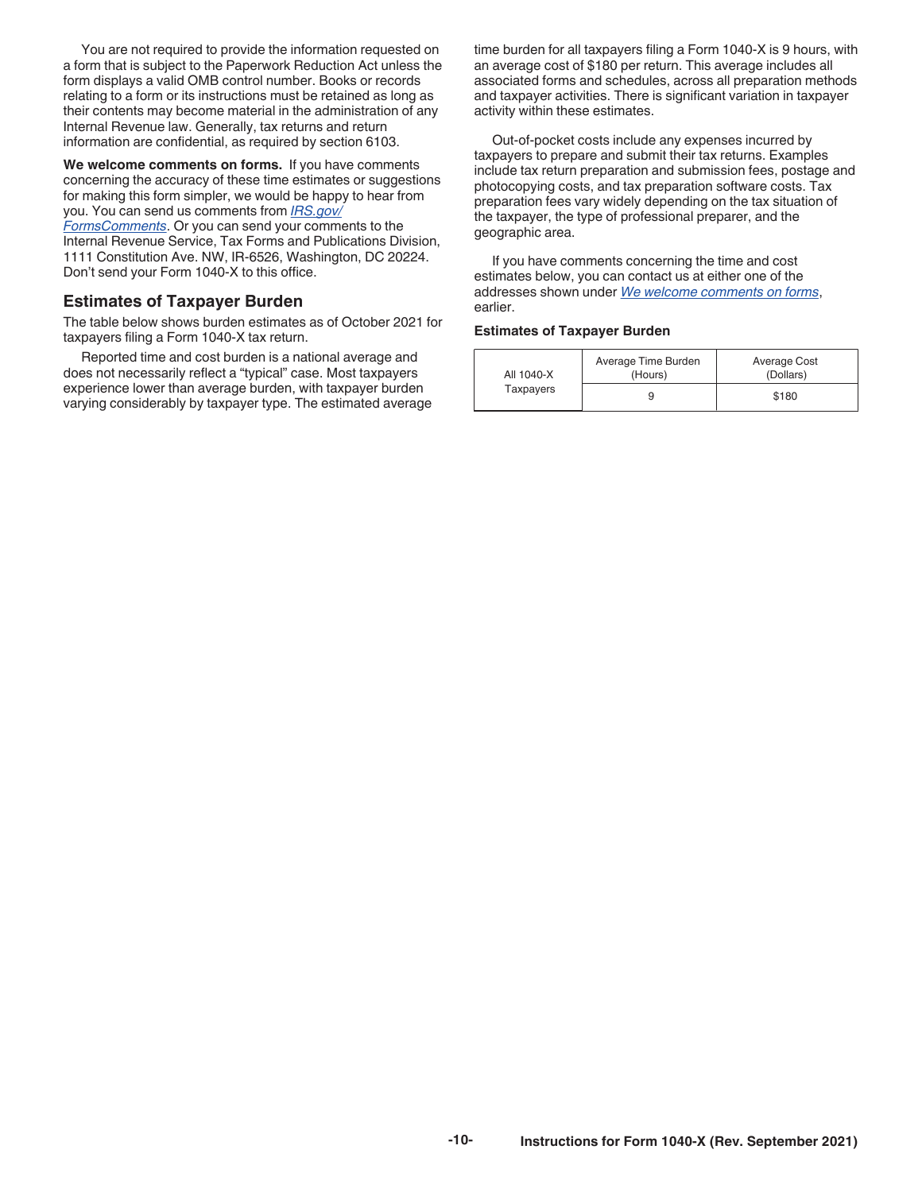You are not required to provide the information requested on a form that is subject to the Paperwork Reduction Act unless the form displays a valid OMB control number. Books or records relating to a form or its instructions must be retained as long as their contents may become material in the administration of any Internal Revenue law. Generally, tax returns and return information are confidential, as required by section 6103.

**We welcome comments on forms.** If you have comments concerning the accuracy of these time estimates or suggestions for making this form simpler, we would be happy to hear from you. You can send us comments from *IRS.gov/FormsComments*. Or you can send your comments to the Internal Revenue Service, Tax Forms and Publications Division, 1111 Constitution Ave. NW, IR-6526, Washington, DC 20224. Don't send your Form 1040-X to this office.

## Estimates of Taxpayer Burden

The table below shows burden estimates as of October 2021 for taxpayers filing a Form 1040-X tax return.

Reported time and cost burden is a national average and does not necessarily reflect a "typical" case. Most taxpayers experience lower than average burden, with taxpayer burden varying considerably by taxpayer type. The estimated average time burden for all taxpayers filing a Form 1040-X is 9 hours, with an average cost of $180 per return. This average includes all associated forms and schedules, across all preparation methods and taxpayer activities. There is significant variation in taxpayer activity within these estimates.

Out-of-pocket costs include any expenses incurred by taxpayers to prepare and submit their tax returns. Examples include tax return preparation and submission fees, postage and photocopying costs, and tax preparation software costs. Tax preparation fees vary widely depending on the tax situation of the taxpayer, the type of professional preparer, and the geographic area.

If you have comments concerning the time and cost estimates below, you can contact us at either one of the addresses shown under *We welcome comments on forms*, earlier.

**Estimates of Taxpayer Burden**

| | Average Time Burden (Hours) | Average Cost (Dollars) |
|---|---|---|
| All 1040-X Taxpayers | 9 | $180 |